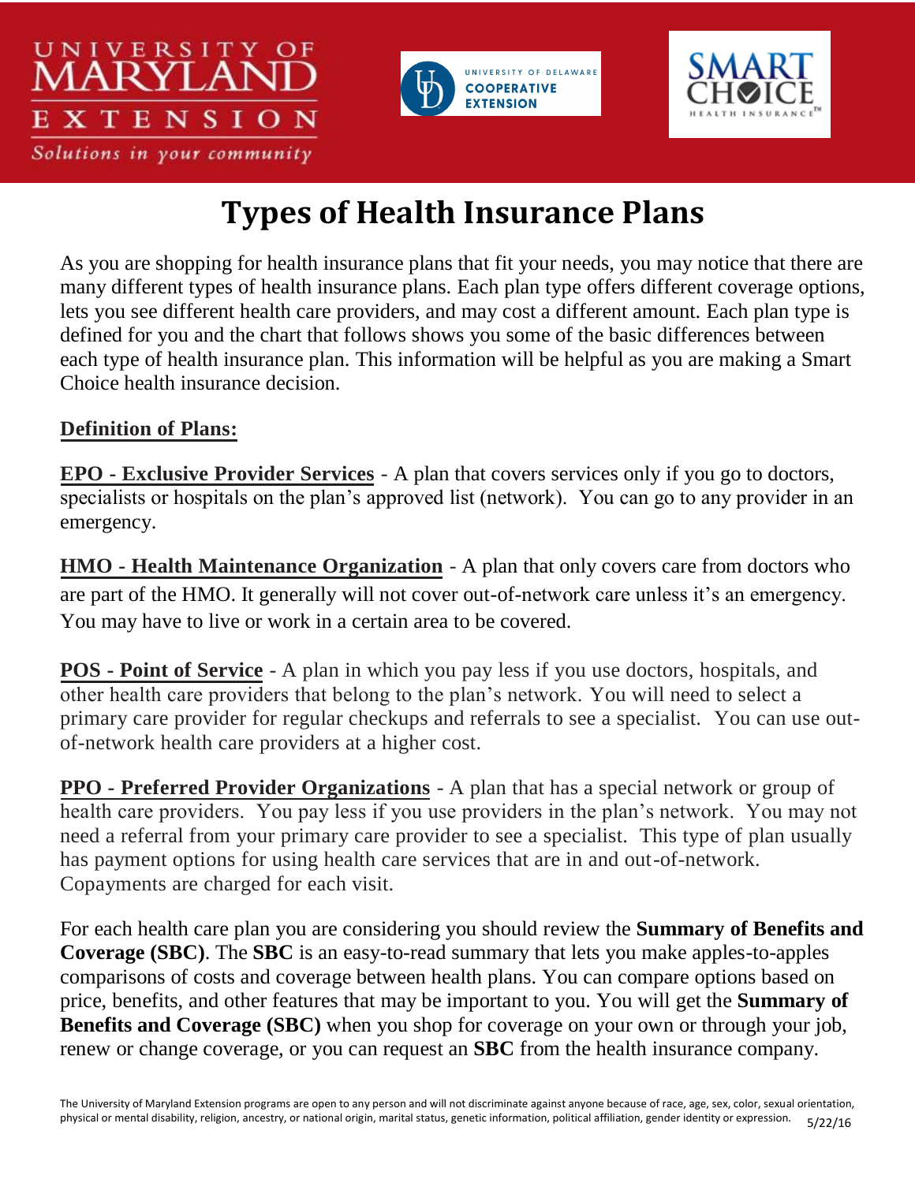UNIVERSITY OF MARYLAND EXTENSION

*Solutions in your community*

UNIVERSITY OF DELAWARE COOPERATIVE EXTENSION

SMART CHOICE HEALTH INSURANCE™

# Types of Health Insurance Plans

As you are shopping for health insurance plans that fit your needs, you may notice that there are many different types of health insurance plans. Each plan type offers different coverage options, lets you see different health care providers, and may cost a different amount. Each plan type is defined for you and the chart that follows shows you some of the basic differences between each type of health insurance plan. This information will be helpful as you are making a Smart Choice health insurance decision.

## Definition of Plans:

**EPO - Exclusive Provider Services** - A plan that covers services only if you go to doctors, specialists or hospitals on the plan's approved list (network). You can go to any provider in an emergency.

**HMO - Health Maintenance Organization** - A plan that only covers care from doctors who are part of the HMO. It generally will not cover out-of-network care unless it's an emergency. You may have to live or work in a certain area to be covered.

**POS - Point of Service** - A plan in which you pay less if you use doctors, hospitals, and other health care providers that belong to the plan's network. You will need to select a primary care provider for regular checkups and referrals to see a specialist. You can use out-of-network health care providers at a higher cost.

**PPO - Preferred Provider Organizations** - A plan that has a special network or group of health care providers. You pay less if you use providers in the plan's network. You may not need a referral from your primary care provider to see a specialist. This type of plan usually has payment options for using health care services that are in and out-of-network. Copayments are charged for each visit.

For each health care plan you are considering you should review the **Summary of Benefits and Coverage (SBC)**. The **SBC** is an easy-to-read summary that lets you make apples-to-apples comparisons of costs and coverage between health plans. You can compare options based on price, benefits, and other features that may be important to you. You will get the **Summary of Benefits and Coverage (SBC)** when you shop for coverage on your own or through your job, renew or change coverage, or you can request an **SBC** from the health insurance company.

The University of Maryland Extension programs are open to any person and will not discriminate against anyone because of race, age, sex, color, sexual orientation, physical or mental disability, religion, ancestry, or national origin, marital status, genetic information, political affiliation, gender identity or expression. 5/22/16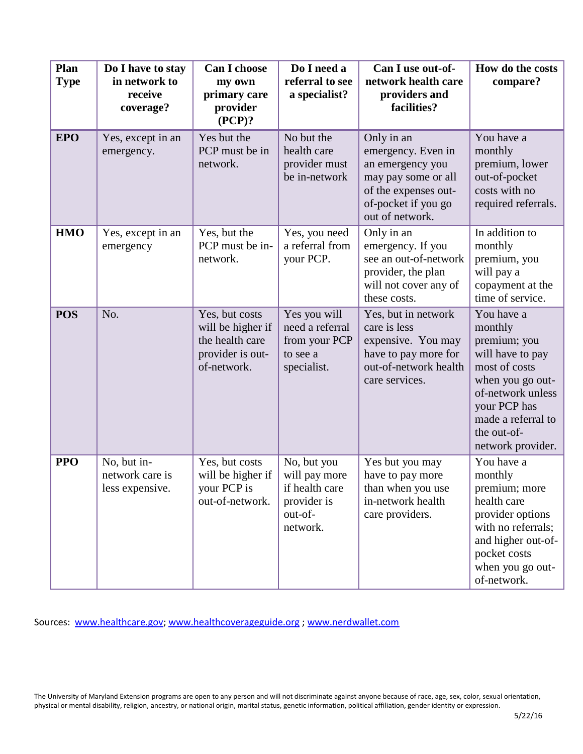| Plan Type | Do I have to stay in network to receive coverage? | Can I choose my own primary care provider (PCP)? | Do I need a referral to see a specialist? | Can I use out-of-network health care providers and facilities? | How do the costs compare? |
|---|---|---|---|---|---|
| **EPO** | Yes, except in an emergency. | Yes but the PCP must be in network. | No but the health care provider must be in-network | Only in an emergency. Even in an emergency you may pay some or all of the expenses out-of-pocket if you go out of network. | You have a monthly premium, lower out-of-pocket costs with no required referrals. |
| **HMO** | Yes, except in an emergency | Yes, but the PCP must be in-network. | Yes, you need a referral from your PCP. | Only in an emergency. If you see an out-of-network provider, the plan will not cover any of these costs. | In addition to monthly premium, you will pay a copayment at the time of service. |
| **POS** | No. | Yes, but costs will be higher if the health care provider is out-of-network. | Yes you will need a referral from your PCP to see a specialist. | Yes, but in network care is less expensive. You may have to pay more for out-of-network health care services. | You have a monthly premium; you will have to pay most of costs when you go out-of-network unless your PCP has made a referral to the out-of-network provider. |
| **PPO** | No, but in-network care is less expensive. | Yes, but costs will be higher if your PCP is out-of-network. | No, but you will pay more if health care provider is out-of-network. | Yes but you may have to pay more than when you use in-network health care providers. | You have a monthly premium; more health care provider options with no referrals; and higher out-of-pocket costs when you go out-of-network. |

Sources: www.healthcare.gov; www.healthcoverageguide.org ; www.nerdwallet.com

The University of Maryland Extension programs are open to any person and will not discriminate against anyone because of race, age, sex, color, sexual orientation, physical or mental disability, religion, ancestry, or national origin, marital status, genetic information, political affiliation, gender identity or expression.

5/22/16